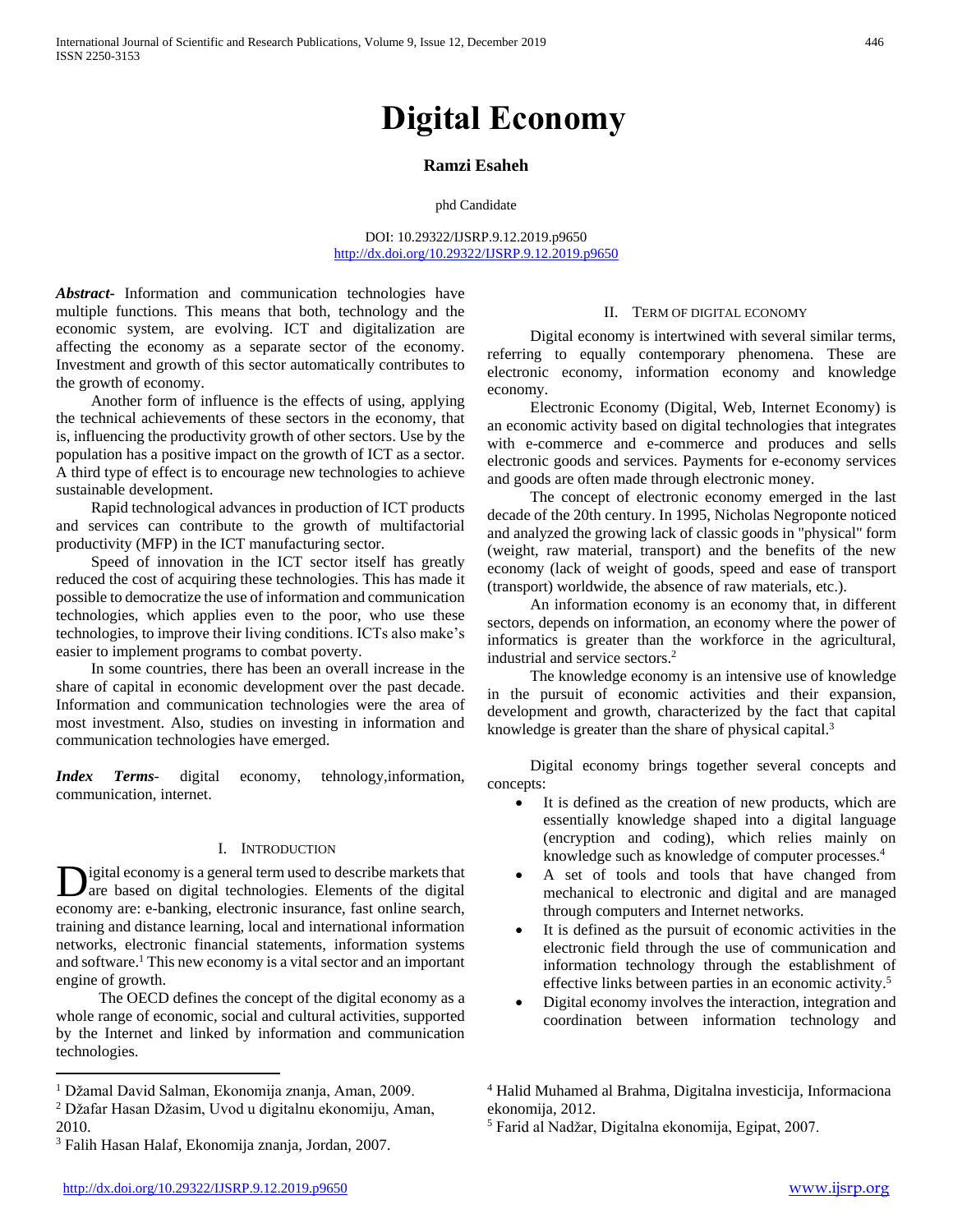# Digital Economy

**Ramzi Esaheh**

phd Candidate

DOI: 10.29322/IJSRP.9.12.2019.p9650
http://dx.doi.org/10.29322/IJSRP.9.12.2019.p9650

***Abstract*-** Information and communication technologies have multiple functions. This means that both, technology and the economic system, are evolving. ICT and digitalization are affecting the economy as a separate sector of the economy. Investment and growth of this sector automatically contributes to the growth of economy.

Another form of influence is the effects of using, applying the technical achievements of these sectors in the economy, that is, influencing the productivity growth of other sectors. Use by the population has a positive impact on the growth of ICT as a sector. A third type of effect is to encourage new technologies to achieve sustainable development.

Rapid technological advances in production of ICT products and services can contribute to the growth of multifactorial productivity (MFP) in the ICT manufacturing sector.

Speed of innovation in the ICT sector itself has greatly reduced the cost of acquiring these technologies. This has made it possible to democratize the use of information and communication technologies, which applies even to the poor, who use these technologies, to improve their living conditions. ICTs also make's easier to implement programs to combat poverty.

In some countries, there has been an overall increase in the share of capital in economic development over the past decade. Information and communication technologies were the area of most investment. Also, studies on investing in information and communication technologies have emerged.

***Index Terms*-** digital economy, tehnology,information, communication, internet.

## I. Introduction

Digital economy is a general term used to describe markets that are based on digital technologies. Elements of the digital economy are: e-banking, electronic insurance, fast online search, training and distance learning, local and international information networks, electronic financial statements, information systems and software.[1] This new economy is a vital sector and an important engine of growth.

The OECD defines the concept of the digital economy as a whole range of economic, social and cultural activities, supported by the Internet and linked by information and communication technologies.

## II. Term of Digital Economy

Digital economy is intertwined with several similar terms, referring to equally contemporary phenomena. These are electronic economy, information economy and knowledge economy.

Electronic Economy (Digital, Web, Internet Economy) is an economic activity based on digital technologies that integrates with e-commerce and e-commerce and produces and sells electronic goods and services. Payments for e-economy services and goods are often made through electronic money.

The concept of electronic economy emerged in the last decade of the 20th century. In 1995, Nicholas Negroponte noticed and analyzed the growing lack of classic goods in "physical" form (weight, raw material, transport) and the benefits of the new economy (lack of weight of goods, speed and ease of transport (transport) worldwide, the absence of raw materials, etc.).

An information economy is an economy that, in different sectors, depends on information, an economy where the power of informatics is greater than the workforce in the agricultural, industrial and service sectors.[2]

The knowledge economy is an intensive use of knowledge in the pursuit of economic activities and their expansion, development and growth, characterized by the fact that capital knowledge is greater than the share of physical capital.[3]

Digital economy brings together several concepts and concepts:

- It is defined as the creation of new products, which are essentially knowledge shaped into a digital language (encryption and coding), which relies mainly on knowledge such as knowledge of computer processes.[4]
- A set of tools and tools that have changed from mechanical to electronic and digital and are managed through computers and Internet networks.
- It is defined as the pursuit of economic activities in the electronic field through the use of communication and information technology through the establishment of effective links between parties in an economic activity.[5]
- Digital economy involves the interaction, integration and coordination between information technology and

---

[1] Džamal David Salman, Ekonomija znanja, Aman, 2009.

[2] Džafar Hasan Džasim, Uvod u digitalnu ekonomiju, Aman, 2010.

[3] Falih Hasan Halaf, Ekonomija znanja, Jordan, 2007.

[4] Halid Muhamed al Brahma, Digitalna investicija, Informaciona ekonomija, 2012.

[5] Farid al Nadžar, Digitalna ekonomija, Egipat, 2007.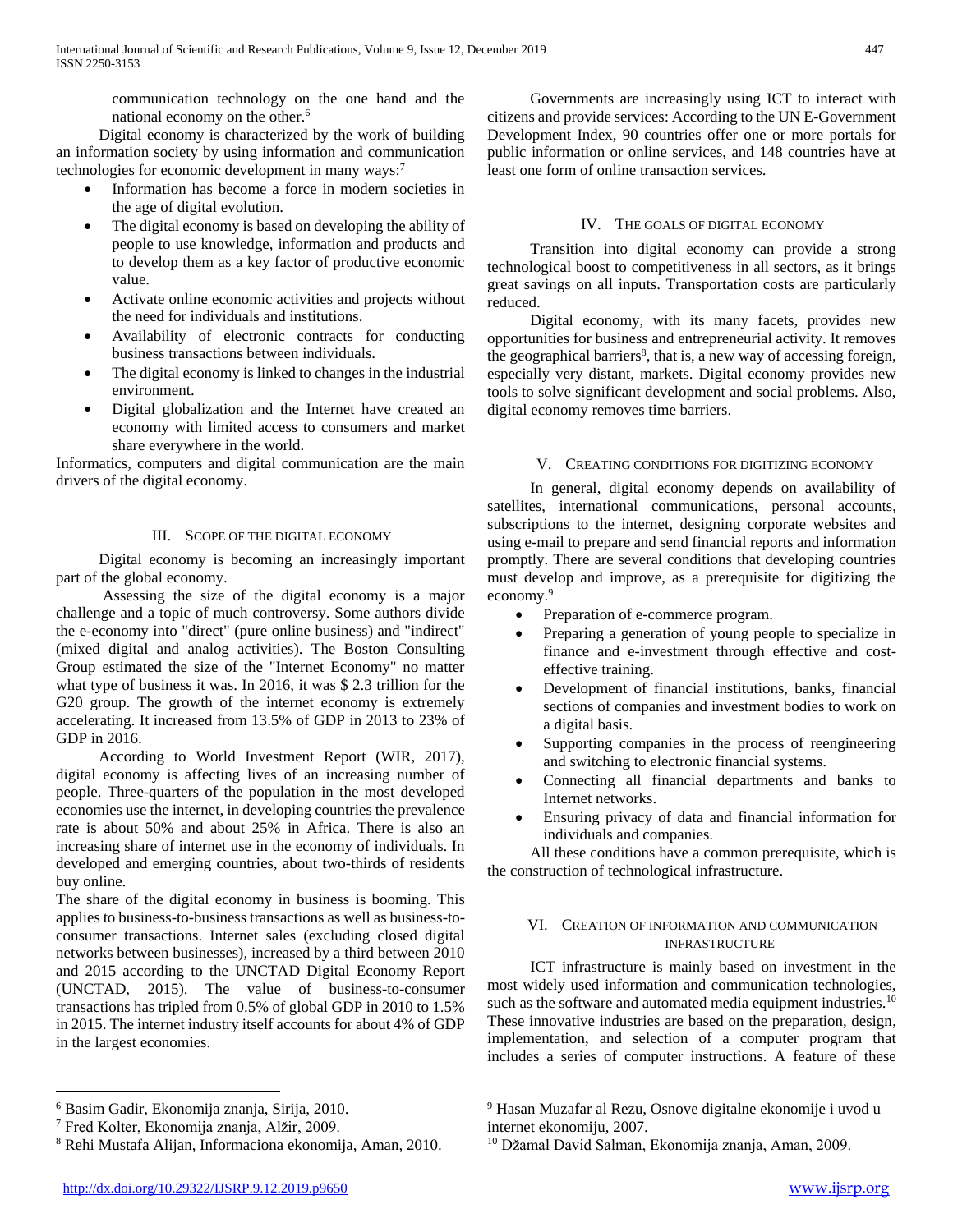communication technology on the one hand and the national economy on the other.[6]

Digital economy is characterized by the work of building an information society by using information and communication technologies for economic development in many ways:[7]

- Information has become a force in modern societies in the age of digital evolution.
- The digital economy is based on developing the ability of people to use knowledge, information and products and to develop them as a key factor of productive economic value.
- Activate online economic activities and projects without the need for individuals and institutions.
- Availability of electronic contracts for conducting business transactions between individuals.
- The digital economy is linked to changes in the industrial environment.
- Digital globalization and the Internet have created an economy with limited access to consumers and market share everywhere in the world.

Informatics, computers and digital communication are the main drivers of the digital economy.

## III. Scope of the Digital Economy

Digital economy is becoming an increasingly important part of the global economy.

Assessing the size of the digital economy is a major challenge and a topic of much controversy. Some authors divide the e-economy into "direct" (pure online business) and "indirect" (mixed digital and analog activities). The Boston Consulting Group estimated the size of the "Internet Economy" no matter what type of business it was. In 2016, it was $ 2.3 trillion for the G20 group. The growth of the internet economy is extremely accelerating. It increased from 13.5% of GDP in 2013 to 23% of GDP in 2016.

According to World Investment Report (WIR, 2017), digital economy is affecting lives of an increasing number of people. Three-quarters of the population in the most developed economies use the internet, in developing countries the prevalence rate is about 50% and about 25% in Africa. There is also an increasing share of internet use in the economy of individuals. In developed and emerging countries, about two-thirds of residents buy online.

The share of the digital economy in business is booming. This applies to business-to-business transactions as well as business-to-consumer transactions. Internet sales (excluding closed digital networks between businesses), increased by a third between 2010 and 2015 according to the UNCTAD Digital Economy Report (UNCTAD, 2015). The value of business-to-consumer transactions has tripled from 0.5% of global GDP in 2010 to 1.5% in 2015. The internet industry itself accounts for about 4% of GDP in the largest economies.

Governments are increasingly using ICT to interact with citizens and provide services: According to the UN E-Government Development Index, 90 countries offer one or more portals for public information or online services, and 148 countries have at least one form of online transaction services.

## IV. The Goals of Digital Economy

Transition into digital economy can provide a strong technological boost to competitiveness in all sectors, as it brings great savings on all inputs. Transportation costs are particularly reduced.

Digital economy, with its many facets, provides new opportunities for business and entrepreneurial activity. It removes the geographical barriers[8], that is, a new way of accessing foreign, especially very distant, markets. Digital economy provides new tools to solve significant development and social problems. Also, digital economy removes time barriers.

## V. Creating Conditions for Digitizing Economy

In general, digital economy depends on availability of satellites, international communications, personal accounts, subscriptions to the internet, designing corporate websites and using e-mail to prepare and send financial reports and information promptly. There are several conditions that developing countries must develop and improve, as a prerequisite for digitizing the economy.[9]

- Preparation of e-commerce program.
- Preparing a generation of young people to specialize in finance and e-investment through effective and cost-effective training.
- Development of financial institutions, banks, financial sections of companies and investment bodies to work on a digital basis.
- Supporting companies in the process of reengineering and switching to electronic financial systems.
- Connecting all financial departments and banks to Internet networks.
- Ensuring privacy of data and financial information for individuals and companies.

All these conditions have a common prerequisite, which is the construction of technological infrastructure.

## VI. Creation of Information and Communication Infrastructure

ICT infrastructure is mainly based on investment in the most widely used information and communication technologies, such as the software and automated media equipment industries.[10] These innovative industries are based on the preparation, design, implementation, and selection of a computer program that includes a series of computer instructions. A feature of these

---

[6] Basim Gadir, Ekonomija znanja, Sirija, 2010.

[7] Fred Kolter, Ekonomija znanja, Alžir, 2009.

[8] Rehi Mustafa Alijan, Informaciona ekonomija, Aman, 2010.

[9] Hasan Muzafar al Rezu, Osnove digitalne ekonomije i uvod u internet ekonomiju, 2007.

[10] Džamal David Salman, Ekonomija znanja, Aman, 2009.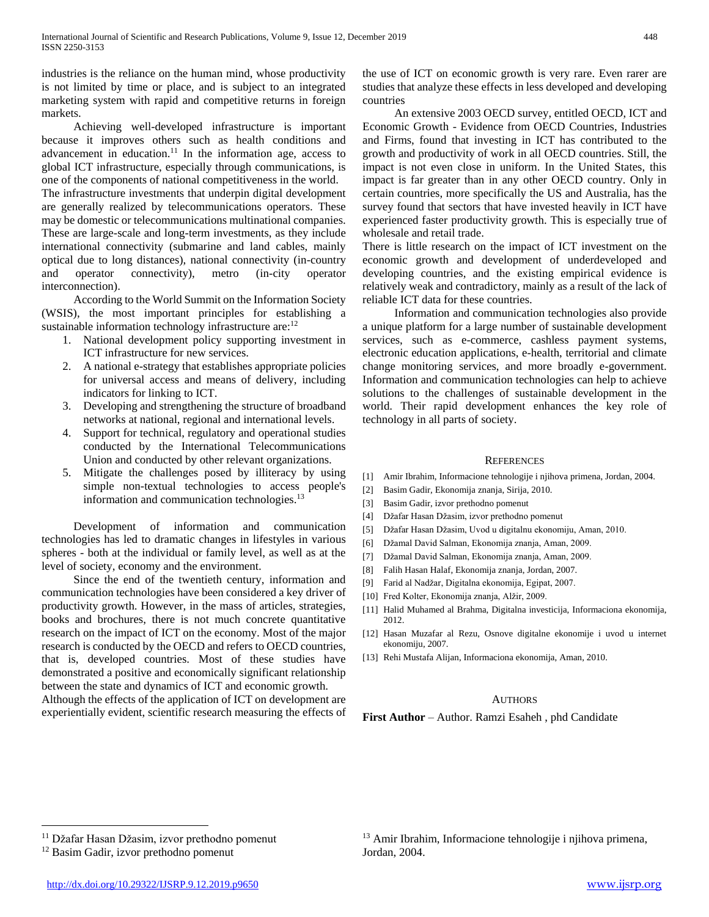industries is the reliance on the human mind, whose productivity is not limited by time or place, and is subject to an integrated marketing system with rapid and competitive returns in foreign markets.

Achieving well-developed infrastructure is important because it improves others such as health conditions and advancement in education.[11] In the information age, access to global ICT infrastructure, especially through communications, is one of the components of national competitiveness in the world.

The infrastructure investments that underpin digital development are generally realized by telecommunications operators. These may be domestic or telecommunications multinational companies. These are large-scale and long-term investments, as they include international connectivity (submarine and land cables, mainly optical due to long distances), national connectivity (in-country and operator connectivity), metro (in-city operator interconnection).

According to the World Summit on the Information Society (WSIS), the most important principles for establishing a sustainable information technology infrastructure are:[12]

1. National development policy supporting investment in ICT infrastructure for new services.
2. A national e-strategy that establishes appropriate policies for universal access and means of delivery, including indicators for linking to ICT.
3. Developing and strengthening the structure of broadband networks at national, regional and international levels.
4. Support for technical, regulatory and operational studies conducted by the International Telecommunications Union and conducted by other relevant organizations.
5. Mitigate the challenges posed by illiteracy by using simple non-textual technologies to access people's information and communication technologies.[13]

Development of information and communication technologies has led to dramatic changes in lifestyles in various spheres - both at the individual or family level, as well as at the level of society, economy and the environment.

Since the end of the twentieth century, information and communication technologies have been considered a key driver of productivity growth. However, in the mass of articles, strategies, books and brochures, there is not much concrete quantitative research on the impact of ICT on the economy. Most of the major research is conducted by the OECD and refers to OECD countries, that is, developed countries. Most of these studies have demonstrated a positive and economically significant relationship between the state and dynamics of ICT and economic growth.

Although the effects of the application of ICT on development are experientially evident, scientific research measuring the effects of the use of ICT on economic growth is very rare. Even rarer are studies that analyze these effects in less developed and developing countries

An extensive 2003 OECD survey, entitled OECD, ICT and Economic Growth - Evidence from OECD Countries, Industries and Firms, found that investing in ICT has contributed to the growth and productivity of work in all OECD countries. Still, the impact is not even close in uniform. In the United States, this impact is far greater than in any other OECD country. Only in certain countries, more specifically the US and Australia, has the survey found that sectors that have invested heavily in ICT have experienced faster productivity growth. This is especially true of wholesale and retail trade.

There is little research on the impact of ICT investment on the economic growth and development of underdeveloped and developing countries, and the existing empirical evidence is relatively weak and contradictory, mainly as a result of the lack of reliable ICT data for these countries.

Information and communication technologies also provide a unique platform for a large number of sustainable development services, such as e-commerce, cashless payment systems, electronic education applications, e-health, territorial and climate change monitoring services, and more broadly e-government. Information and communication technologies can help to achieve solutions to the challenges of sustainable development in the world. Their rapid development enhances the key role of technology in all parts of society.

## References

[1] Amir Ibrahim, Informacione tehnologije i njihova primena, Jordan, 2004.

[2] Basim Gadir, Ekonomija znanja, Sirija, 2010.

[3] Basim Gadir, izvor prethodno pomenut

[4] Džafar Hasan Džasim, izvor prethodno pomenut

[5] Džafar Hasan Džasim, Uvod u digitalnu ekonomiju, Aman, 2010.

[6] Džamal David Salman, Ekonomija znanja, Aman, 2009.

[7] Džamal David Salman, Ekonomija znanja, Aman, 2009.

[8] Falih Hasan Halaf, Ekonomija znanja, Jordan, 2007.

[9] Farid al Nadžar, Digitalna ekonomija, Egipat, 2007.

[10] Fred Kolter, Ekonomija znanja, Alžir, 2009.

[11] Halid Muhamed al Brahma, Digitalna investicija, Informaciona ekonomija, 2012.

[12] Hasan Muzafar al Rezu, Osnove digitalne ekonomije i uvod u internet ekonomiju, 2007.

[13] Rehi Mustafa Alijan, Informaciona ekonomija, Aman, 2010.

## Authors

**First Author** – Author. Ramzi Esaheh , phd Candidate

[11] Džafar Hasan Džasim, izvor prethodno pomenut

[12] Basim Gadir, izvor prethodno pomenut

[13] Amir Ibrahim, Informacione tehnologije i njihova primena, Jordan, 2004.